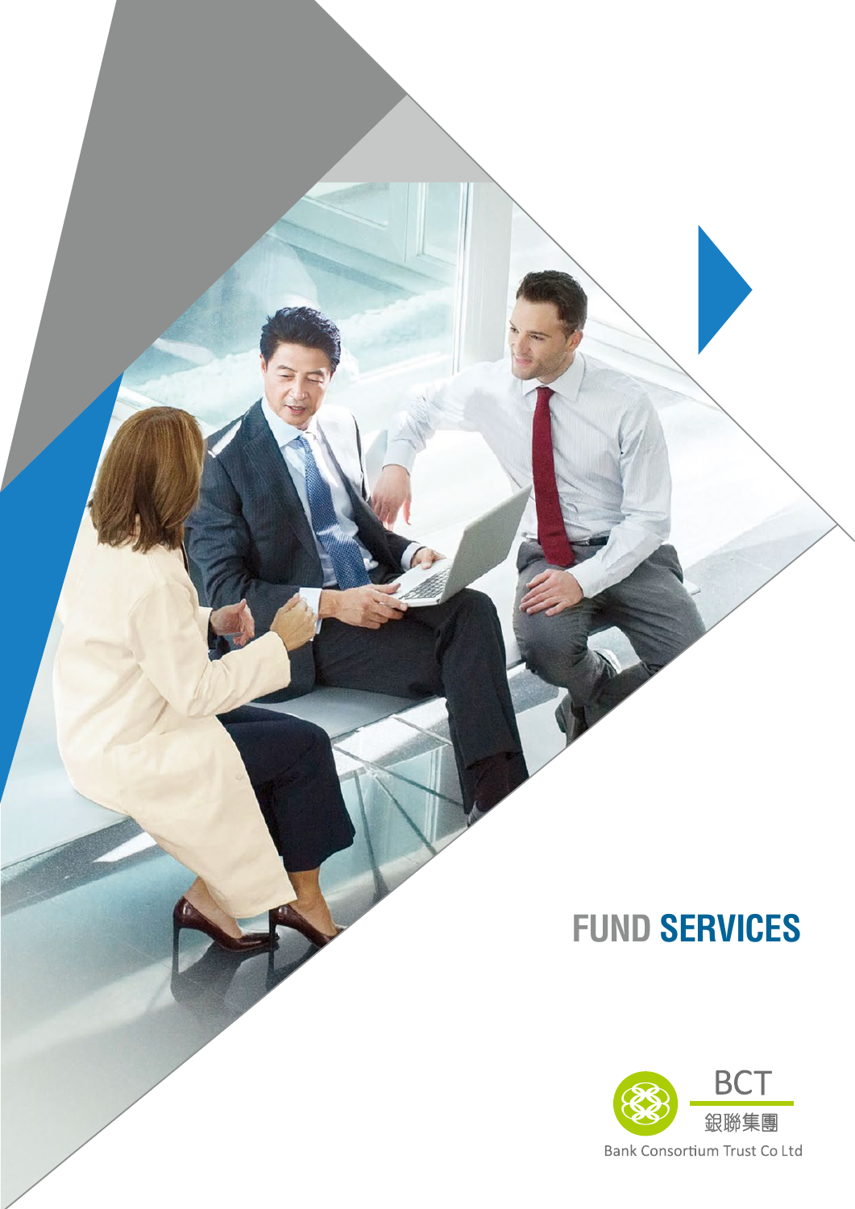# FUND SERVICES

BCT

銀聯集團

Bank Consortium Trust Co Ltd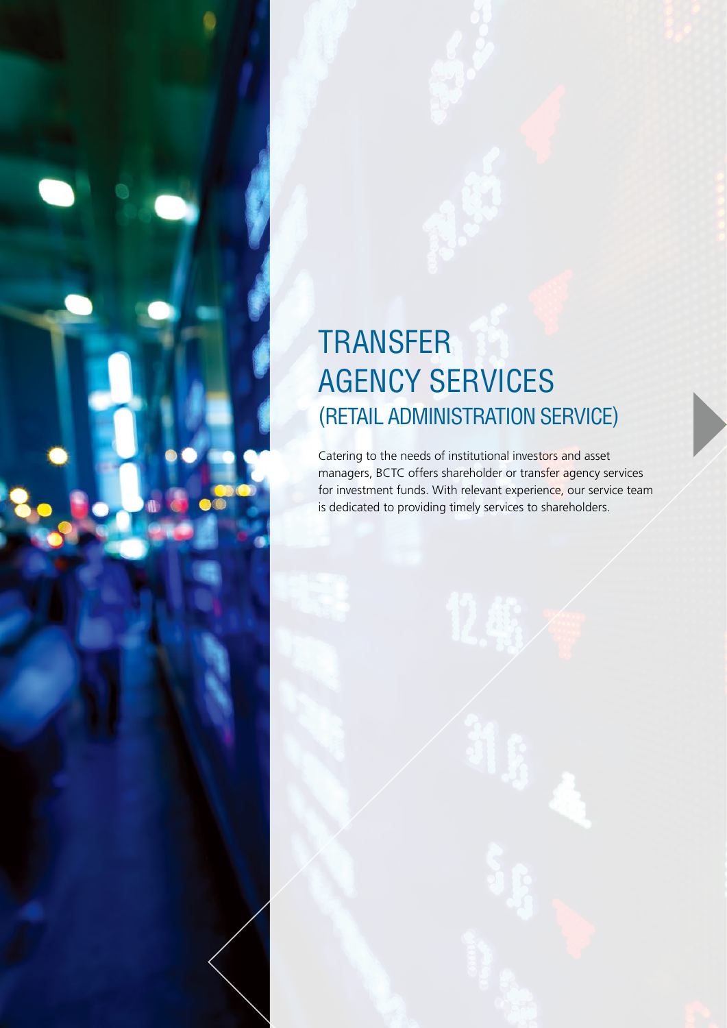# TRANSFER AGENCY SERVICES (RETAIL ADMINISTRATION SERVICE)

Catering to the needs of institutional investors and asset managers, BCTC offers shareholder or transfer agency services for investment funds. With relevant experience, our service team is dedicated to providing timely services to shareholders.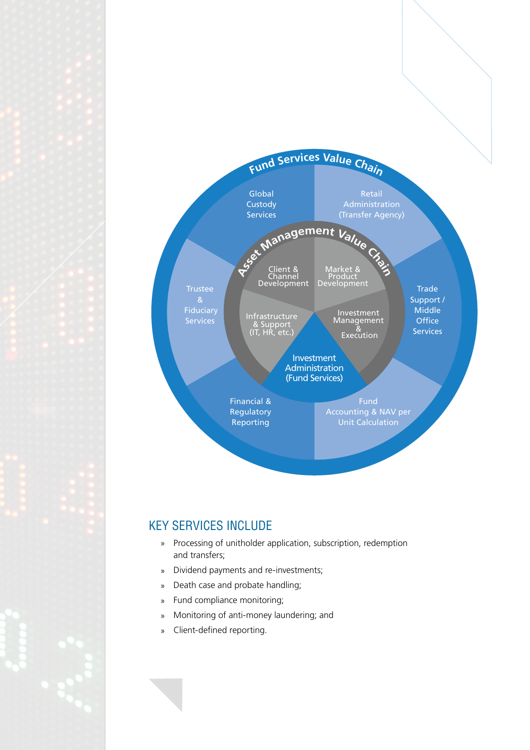Fund Services Value Chain

Global Custody Services

Retail Administration (Transfer Agency)

Trade Support / Middle Office Services

Fund Accounting & NAV per Unit Calculation

Financial & Regulatory Reporting

Trustee & Fiduciary Services

Asset Management Value Chain

Client & Channel Development

Market & Product Development

Investment Management & Execution

Investment Administration (Fund Services)

Infrastructure & Support (IT, HR, etc.)

## KEY SERVICES INCLUDE

- Processing of unitholder application, subscription, redemption and transfers;
- Dividend payments and re-investments;
- Death case and probate handling;
- Fund compliance monitoring;
- Monitoring of anti-money laundering; and
- Client-defined reporting.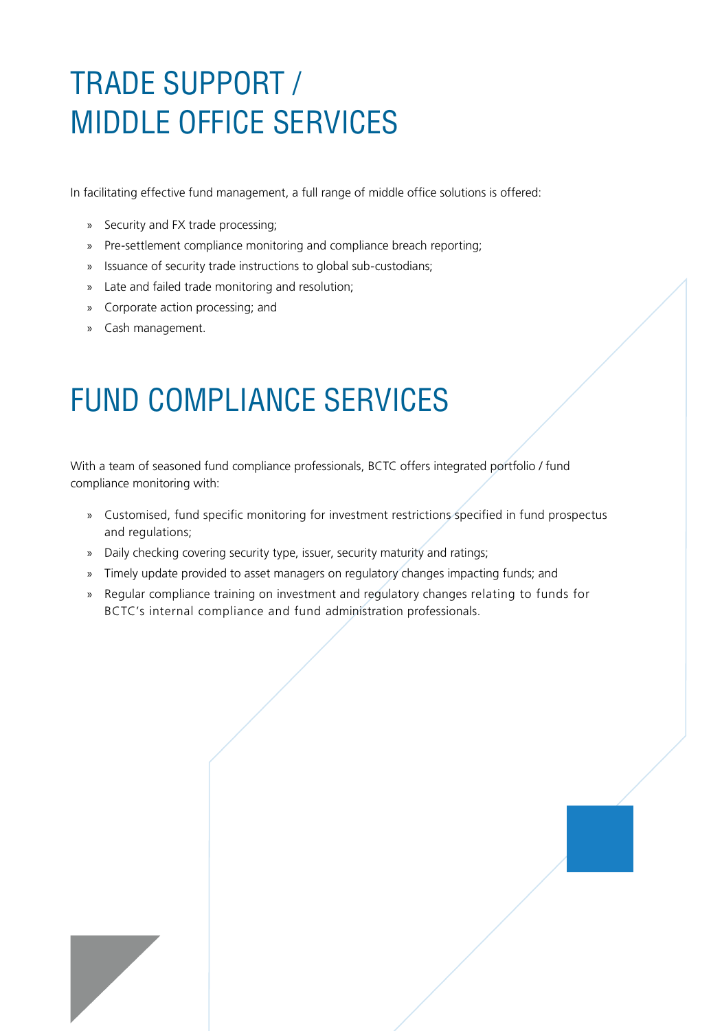# TRADE SUPPORT / MIDDLE OFFICE SERVICES

In facilitating effective fund management, a full range of middle office solutions is offered:

- Security and FX trade processing;
- Pre-settlement compliance monitoring and compliance breach reporting;
- Issuance of security trade instructions to global sub-custodians;
- Late and failed trade monitoring and resolution;
- Corporate action processing; and
- Cash management.

# FUND COMPLIANCE SERVICES

With a team of seasoned fund compliance professionals, BCTC offers integrated portfolio / fund compliance monitoring with:

- Customised, fund specific monitoring for investment restrictions specified in fund prospectus and regulations;
- Daily checking covering security type, issuer, security maturity and ratings;
- Timely update provided to asset managers on regulatory changes impacting funds; and
- Regular compliance training on investment and regulatory changes relating to funds for BCTC's internal compliance and fund administration professionals.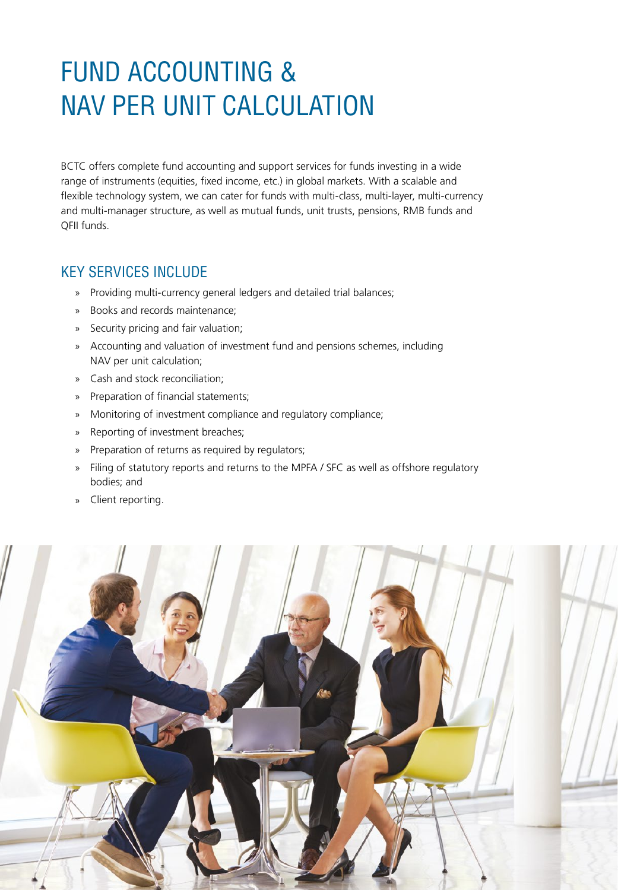# FUND ACCOUNTING & NAV PER UNIT CALCULATION

BCTC offers complete fund accounting and support services for funds investing in a wide range of instruments (equities, fixed income, etc.) in global markets. With a scalable and flexible technology system, we can cater for funds with multi-class, multi-layer, multi-currency and multi-manager structure, as well as mutual funds, unit trusts, pensions, RMB funds and QFII funds.

## KEY SERVICES INCLUDE

- Providing multi-currency general ledgers and detailed trial balances;
- Books and records maintenance;
- Security pricing and fair valuation;
- Accounting and valuation of investment fund and pensions schemes, including NAV per unit calculation;
- Cash and stock reconciliation;
- Preparation of financial statements;
- Monitoring of investment compliance and regulatory compliance;
- Reporting of investment breaches;
- Preparation of returns as required by regulators;
- Filing of statutory reports and returns to the MPFA / SFC as well as offshore regulatory bodies; and
- Client reporting.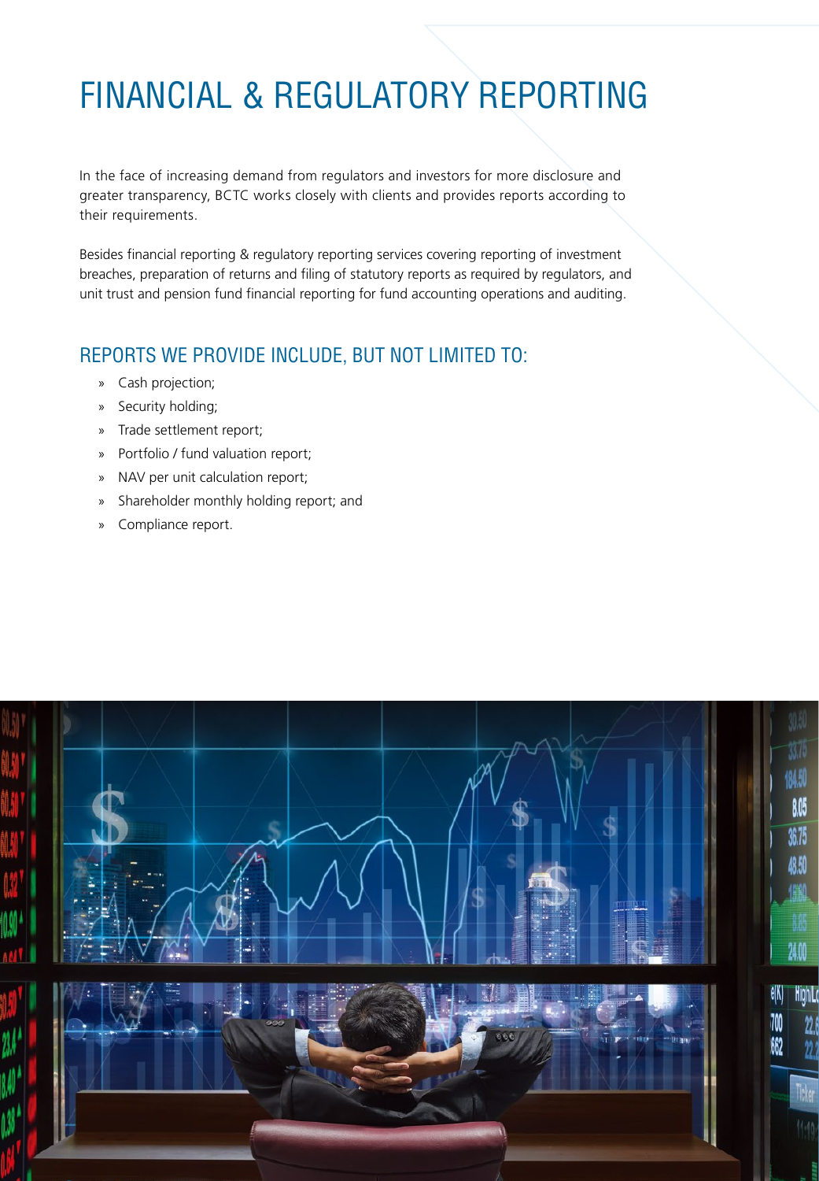# FINANCIAL & REGULATORY REPORTING

In the face of increasing demand from regulators and investors for more disclosure and greater transparency, BCTC works closely with clients and provides reports according to their requirements.

Besides financial reporting & regulatory reporting services covering reporting of investment breaches, preparation of returns and filing of statutory reports as required by regulators, and unit trust and pension fund financial reporting for fund accounting operations and auditing.

## REPORTS WE PROVIDE INCLUDE, BUT NOT LIMITED TO:

- Cash projection;
- Security holding;
- Trade settlement report;
- Portfolio / fund valuation report;
- NAV per unit calculation report;
- Shareholder monthly holding report; and
- Compliance report.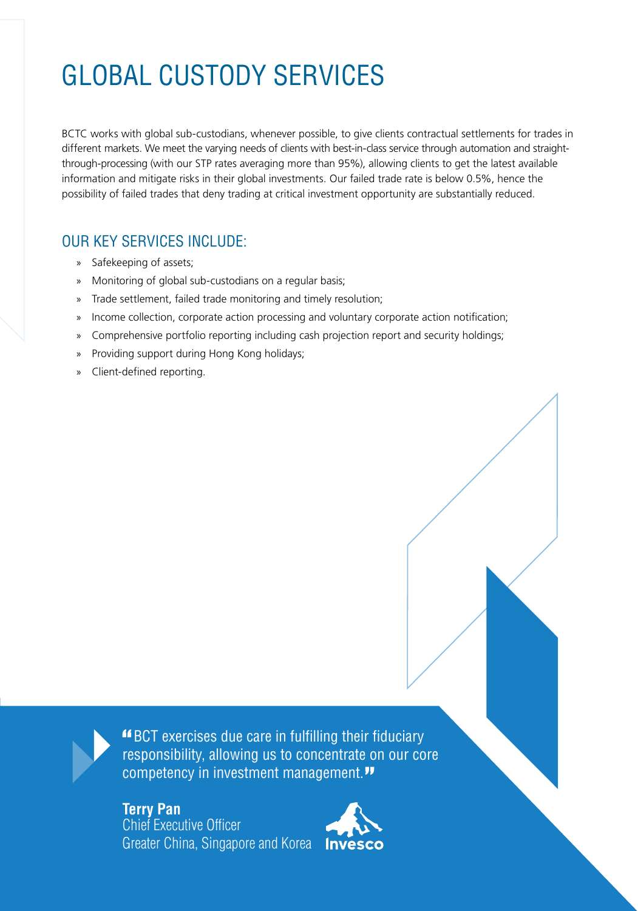# GLOBAL CUSTODY SERVICES

BCTC works with global sub-custodians, whenever possible, to give clients contractual settlements for trades in different markets. We meet the varying needs of clients with best-in-class service through automation and straight-through-processing (with our STP rates averaging more than 95%), allowing clients to get the latest available information and mitigate risks in their global investments. Our failed trade rate is below 0.5%, hence the possibility of failed trades that deny trading at critical investment opportunity are substantially reduced.

## OUR KEY SERVICES INCLUDE:

- Safekeeping of assets;
- Monitoring of global sub-custodians on a regular basis;
- Trade settlement, failed trade monitoring and timely resolution;
- Income collection, corporate action processing and voluntary corporate action notification;
- Comprehensive portfolio reporting including cash projection report and security holdings;
- Providing support during Hong Kong holidays;
- Client-defined reporting.

"BCT exercises due care in fulfilling their fiduciary responsibility, allowing us to concentrate on our core competency in investment management."

**Terry Pan**
Chief Executive Officer
Greater China, Singapore and Korea
Invesco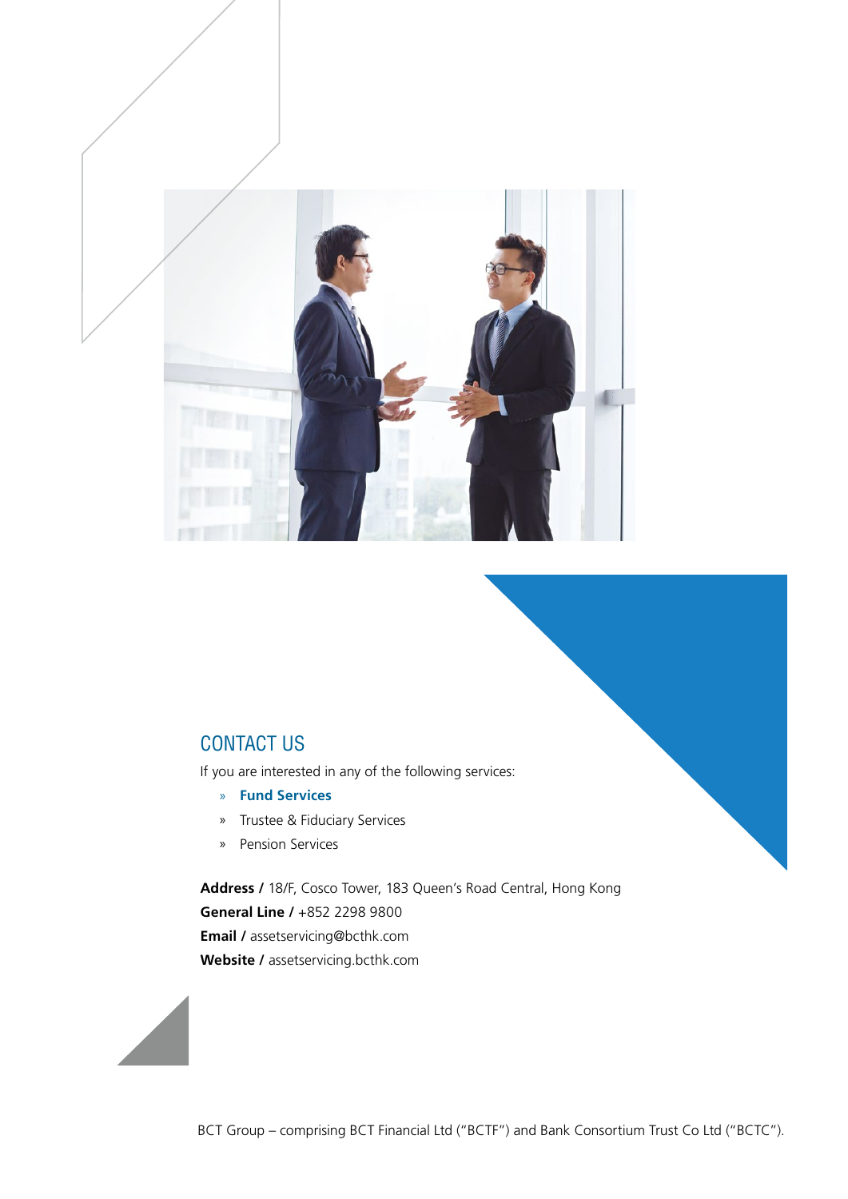## CONTACT US

If you are interested in any of the following services:

- **Fund Services**
- Trustee & Fiduciary Services
- Pension Services

**Address /** 18/F, Cosco Tower, 183 Queen's Road Central, Hong Kong
**General Line /** +852 2298 9800
**Email /** assetservicing@bcthk.com
**Website /** assetservicing.bcthk.com

BCT Group – comprising BCT Financial Ltd ("BCTF") and Bank Consortium Trust Co Ltd ("BCTC").